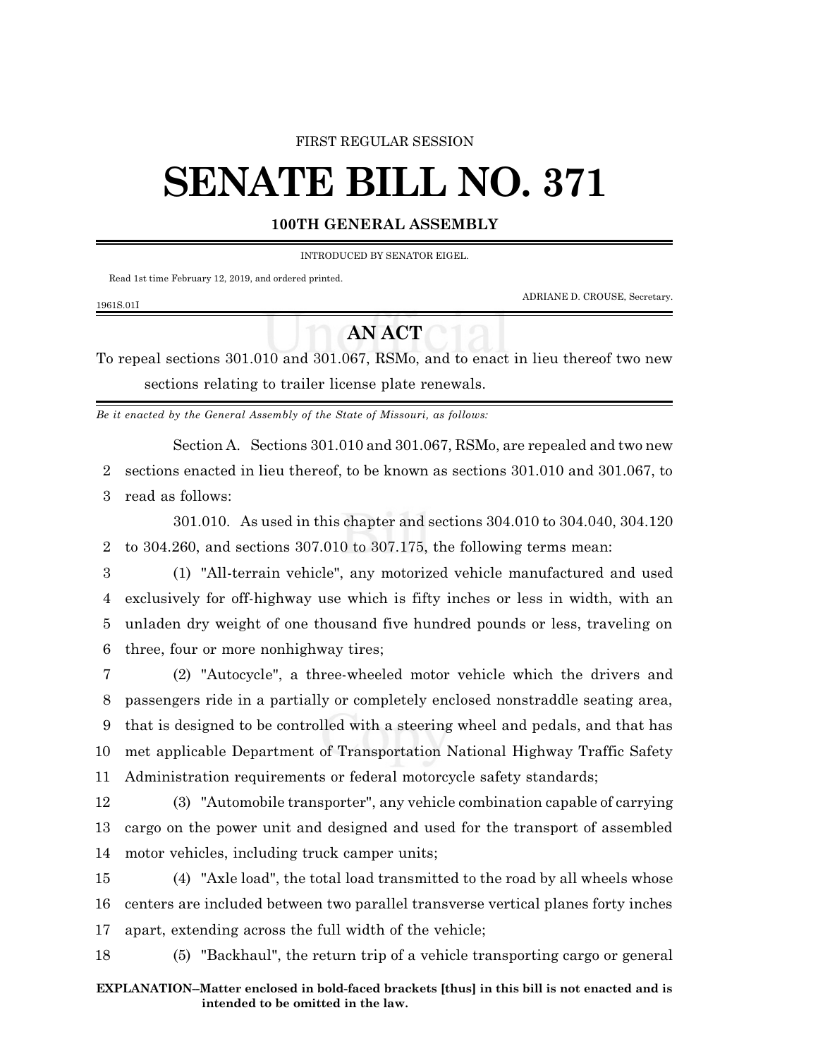FIRST REGULAR SESSION

# SENATE BILL NO. 371

**100TH GENERAL ASSEMBLY**

INTRODUCED BY SENATOR EIGEL.

Read 1st time February 12, 2019, and ordered printed.

ADRIANE D. CROUSE, Secretary.

1961S.01I

## AN ACT

To repeal sections 301.010 and 301.067, RSMo, and to enact in lieu thereof two new sections relating to trailer license plate renewals.

*Be it enacted by the General Assembly of the State of Missouri, as follows:*

Section A. Sections 301.010 and 301.067, RSMo, are repealed and two new sections enacted in lieu thereof, to be known as sections 301.010 and 301.067, to read as follows:

301.010. As used in this chapter and sections 304.010 to 304.040, 304.120 to 304.260, and sections 307.010 to 307.175, the following terms mean:

(1) "All-terrain vehicle", any motorized vehicle manufactured and used exclusively for off-highway use which is fifty inches or less in width, with an unladen dry weight of one thousand five hundred pounds or less, traveling on three, four or more nonhighway tires;

(2) "Autocycle", a three-wheeled motor vehicle which the drivers and passengers ride in a partially or completely enclosed nonstraddle seating area, that is designed to be controlled with a steering wheel and pedals, and that has met applicable Department of Transportation National Highway Traffic Safety Administration requirements or federal motorcycle safety standards;

(3) "Automobile transporter", any vehicle combination capable of carrying cargo on the power unit and designed and used for the transport of assembled motor vehicles, including truck camper units;

(4) "Axle load", the total load transmitted to the road by all wheels whose centers are included between two parallel transverse vertical planes forty inches apart, extending across the full width of the vehicle;

(5) "Backhaul", the return trip of a vehicle transporting cargo or general

**EXPLANATION–Matter enclosed in bold-faced brackets [thus] in this bill is not enacted and is intended to be omitted in the law.**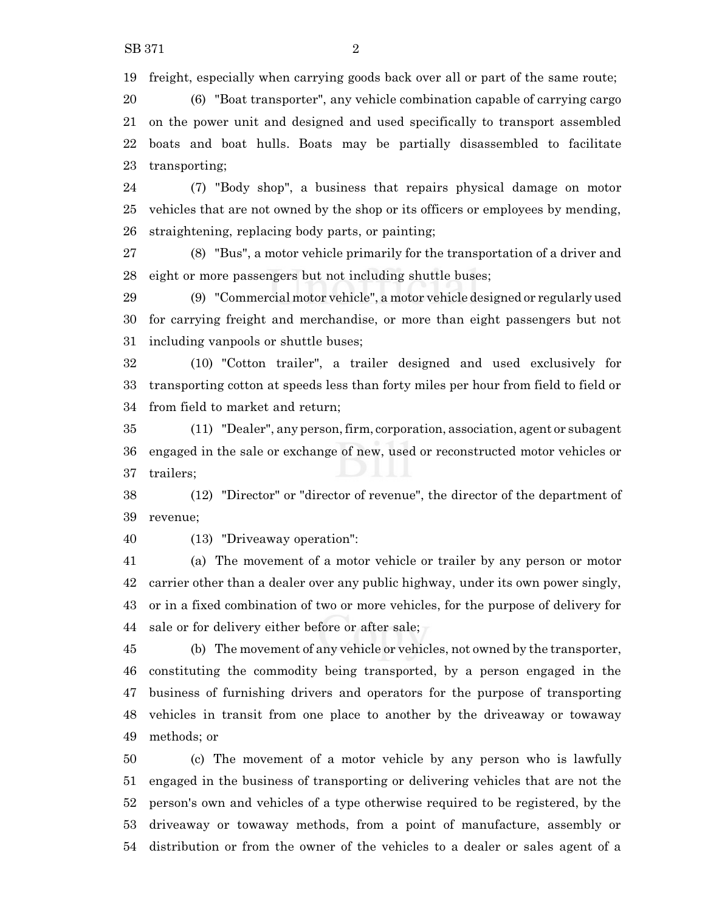freight, especially when carrying goods back over all or part of the same route;

(6) "Boat transporter", any vehicle combination capable of carrying cargo on the power unit and designed and used specifically to transport assembled boats and boat hulls. Boats may be partially disassembled to facilitate transporting;

(7) "Body shop", a business that repairs physical damage on motor vehicles that are not owned by the shop or its officers or employees by mending, straightening, replacing body parts, or painting;

(8) "Bus", a motor vehicle primarily for the transportation of a driver and eight or more passengers but not including shuttle buses;

(9) "Commercial motor vehicle", a motor vehicle designed or regularly used for carrying freight and merchandise, or more than eight passengers but not including vanpools or shuttle buses;

(10) "Cotton trailer", a trailer designed and used exclusively for transporting cotton at speeds less than forty miles per hour from field to field or from field to market and return;

(11) "Dealer", any person, firm, corporation, association, agent or subagent engaged in the sale or exchange of new, used or reconstructed motor vehicles or trailers;

(12) "Director" or "director of revenue", the director of the department of revenue;

(13) "Driveaway operation":

(a) The movement of a motor vehicle or trailer by any person or motor carrier other than a dealer over any public highway, under its own power singly, or in a fixed combination of two or more vehicles, for the purpose of delivery for sale or for delivery either before or after sale;

(b) The movement of any vehicle or vehicles, not owned by the transporter, constituting the commodity being transported, by a person engaged in the business of furnishing drivers and operators for the purpose of transporting vehicles in transit from one place to another by the driveaway or towaway methods; or

(c) The movement of a motor vehicle by any person who is lawfully engaged in the business of transporting or delivering vehicles that are not the person's own and vehicles of a type otherwise required to be registered, by the driveaway or towaway methods, from a point of manufacture, assembly or distribution or from the owner of the vehicles to a dealer or sales agent of a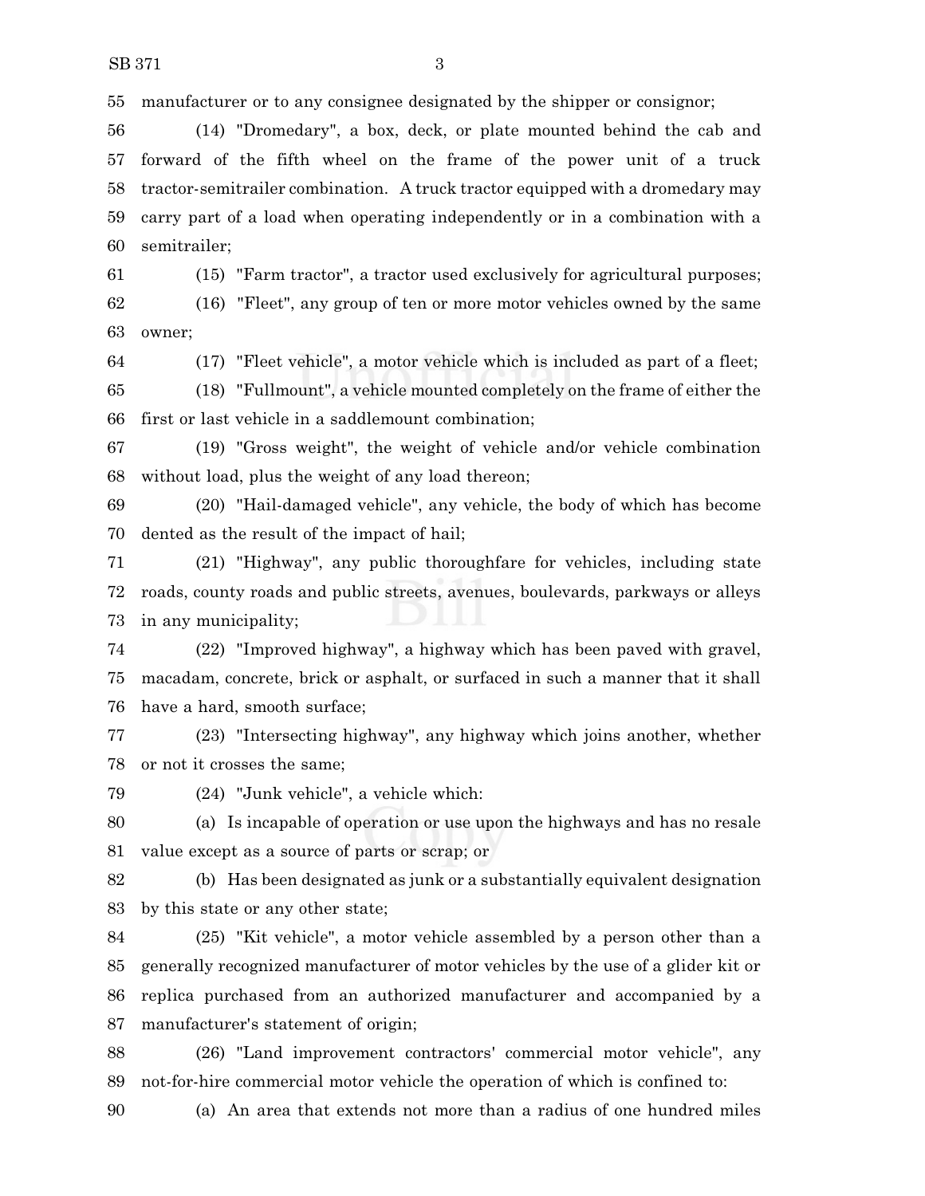manufacturer or to any consignee designated by the shipper or consignor;

(14) "Dromedary", a box, deck, or plate mounted behind the cab and forward of the fifth wheel on the frame of the power unit of a truck tractor-semitrailer combination. A truck tractor equipped with a dromedary may carry part of a load when operating independently or in a combination with a semitrailer;

(15) "Farm tractor", a tractor used exclusively for agricultural purposes;

(16) "Fleet", any group of ten or more motor vehicles owned by the same owner;

(17) "Fleet vehicle", a motor vehicle which is included as part of a fleet;

(18) "Fullmount", a vehicle mounted completely on the frame of either the first or last vehicle in a saddlemount combination;

(19) "Gross weight", the weight of vehicle and/or vehicle combination without load, plus the weight of any load thereon;

(20) "Hail-damaged vehicle", any vehicle, the body of which has become dented as the result of the impact of hail;

(21) "Highway", any public thoroughfare for vehicles, including state roads, county roads and public streets, avenues, boulevards, parkways or alleys in any municipality;

(22) "Improved highway", a highway which has been paved with gravel, macadam, concrete, brick or asphalt, or surfaced in such a manner that it shall have a hard, smooth surface;

(23) "Intersecting highway", any highway which joins another, whether or not it crosses the same;

(24) "Junk vehicle", a vehicle which:

(a) Is incapable of operation or use upon the highways and has no resale value except as a source of parts or scrap; or

(b) Has been designated as junk or a substantially equivalent designation by this state or any other state;

(25) "Kit vehicle", a motor vehicle assembled by a person other than a generally recognized manufacturer of motor vehicles by the use of a glider kit or replica purchased from an authorized manufacturer and accompanied by a manufacturer's statement of origin;

(26) "Land improvement contractors' commercial motor vehicle", any not-for-hire commercial motor vehicle the operation of which is confined to:

(a) An area that extends not more than a radius of one hundred miles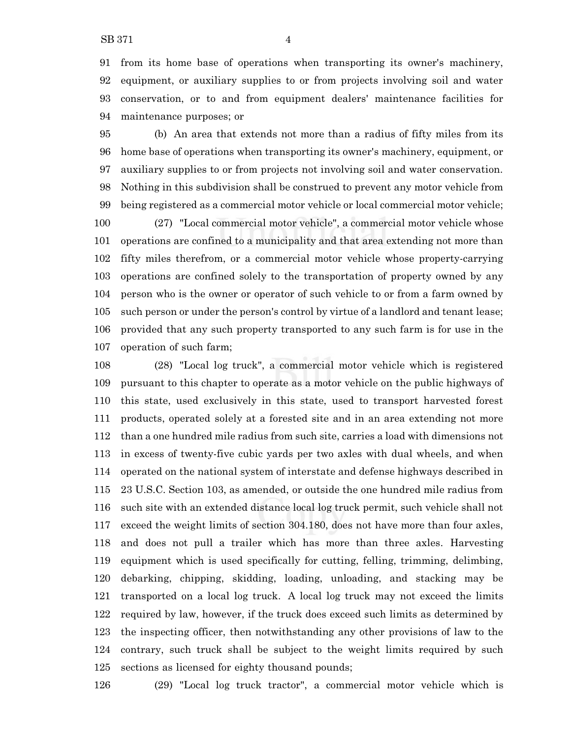from its home base of operations when transporting its owner's machinery, equipment, or auxiliary supplies to or from projects involving soil and water conservation, or to and from equipment dealers' maintenance facilities for maintenance purposes; or

(b) An area that extends not more than a radius of fifty miles from its home base of operations when transporting its owner's machinery, equipment, or auxiliary supplies to or from projects not involving soil and water conservation. Nothing in this subdivision shall be construed to prevent any motor vehicle from being registered as a commercial motor vehicle or local commercial motor vehicle;

(27) "Local commercial motor vehicle", a commercial motor vehicle whose operations are confined to a municipality and that area extending not more than fifty miles therefrom, or a commercial motor vehicle whose property-carrying operations are confined solely to the transportation of property owned by any person who is the owner or operator of such vehicle to or from a farm owned by such person or under the person's control by virtue of a landlord and tenant lease; provided that any such property transported to any such farm is for use in the operation of such farm;

(28) "Local log truck", a commercial motor vehicle which is registered pursuant to this chapter to operate as a motor vehicle on the public highways of this state, used exclusively in this state, used to transport harvested forest products, operated solely at a forested site and in an area extending not more than a one hundred mile radius from such site, carries a load with dimensions not in excess of twenty-five cubic yards per two axles with dual wheels, and when operated on the national system of interstate and defense highways described in 23 U.S.C. Section 103, as amended, or outside the one hundred mile radius from such site with an extended distance local log truck permit, such vehicle shall not exceed the weight limits of section 304.180, does not have more than four axles, and does not pull a trailer which has more than three axles. Harvesting equipment which is used specifically for cutting, felling, trimming, delimbing, debarking, chipping, skidding, loading, unloading, and stacking may be transported on a local log truck. A local log truck may not exceed the limits required by law, however, if the truck does exceed such limits as determined by the inspecting officer, then notwithstanding any other provisions of law to the contrary, such truck shall be subject to the weight limits required by such sections as licensed for eighty thousand pounds;

(29) "Local log truck tractor", a commercial motor vehicle which is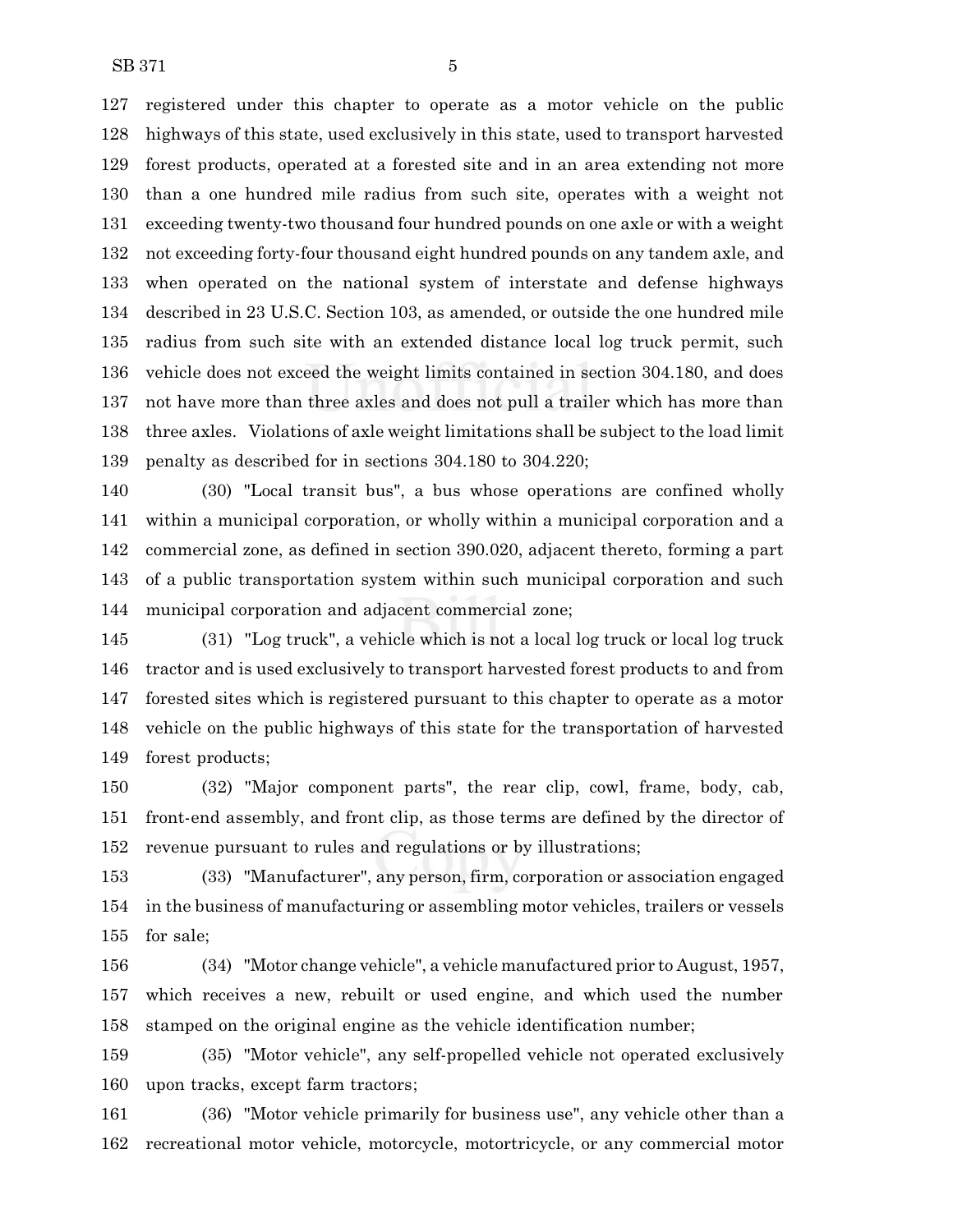registered under this chapter to operate as a motor vehicle on the public highways of this state, used exclusively in this state, used to transport harvested forest products, operated at a forested site and in an area extending not more than a one hundred mile radius from such site, operates with a weight not exceeding twenty-two thousand four hundred pounds on one axle or with a weight not exceeding forty-four thousand eight hundred pounds on any tandem axle, and when operated on the national system of interstate and defense highways described in 23 U.S.C. Section 103, as amended, or outside the one hundred mile radius from such site with an extended distance local log truck permit, such vehicle does not exceed the weight limits contained in section 304.180, and does not have more than three axles and does not pull a trailer which has more than three axles. Violations of axle weight limitations shall be subject to the load limit penalty as described for in sections 304.180 to 304.220;

(30) "Local transit bus", a bus whose operations are confined wholly within a municipal corporation, or wholly within a municipal corporation and a commercial zone, as defined in section 390.020, adjacent thereto, forming a part of a public transportation system within such municipal corporation and such municipal corporation and adjacent commercial zone;

(31) "Log truck", a vehicle which is not a local log truck or local log truck tractor and is used exclusively to transport harvested forest products to and from forested sites which is registered pursuant to this chapter to operate as a motor vehicle on the public highways of this state for the transportation of harvested forest products;

(32) "Major component parts", the rear clip, cowl, frame, body, cab, front-end assembly, and front clip, as those terms are defined by the director of revenue pursuant to rules and regulations or by illustrations;

(33) "Manufacturer", any person, firm, corporation or association engaged in the business of manufacturing or assembling motor vehicles, trailers or vessels for sale;

(34) "Motor change vehicle", a vehicle manufactured prior to August, 1957, which receives a new, rebuilt or used engine, and which used the number stamped on the original engine as the vehicle identification number;

(35) "Motor vehicle", any self-propelled vehicle not operated exclusively upon tracks, except farm tractors;

(36) "Motor vehicle primarily for business use", any vehicle other than a recreational motor vehicle, motorcycle, motortricycle, or any commercial motor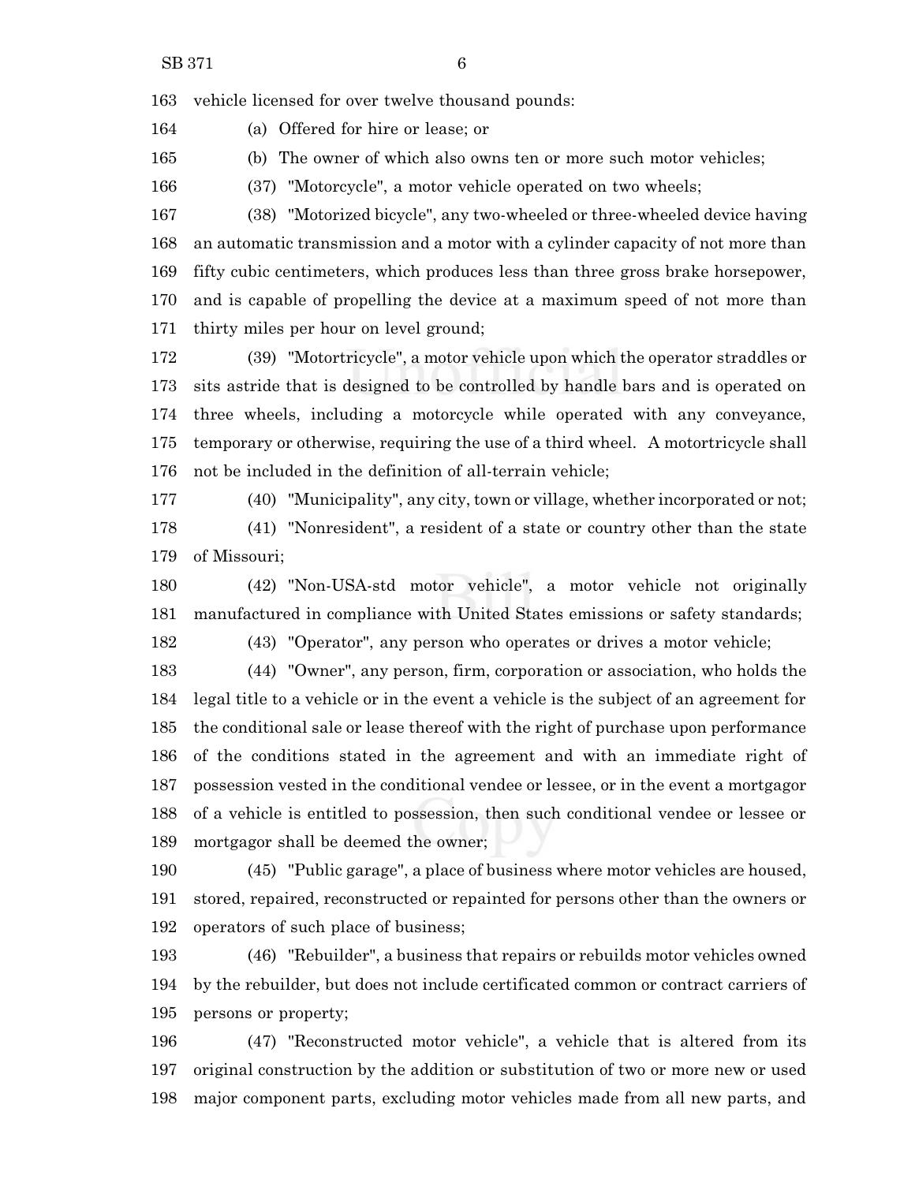vehicle licensed for over twelve thousand pounds:

(a) Offered for hire or lease; or

(b) The owner of which also owns ten or more such motor vehicles;

(37) "Motorcycle", a motor vehicle operated on two wheels;

(38) "Motorized bicycle", any two-wheeled or three-wheeled device having an automatic transmission and a motor with a cylinder capacity of not more than fifty cubic centimeters, which produces less than three gross brake horsepower, and is capable of propelling the device at a maximum speed of not more than thirty miles per hour on level ground;

(39) "Motortricycle", a motor vehicle upon which the operator straddles or sits astride that is designed to be controlled by handle bars and is operated on three wheels, including a motorcycle while operated with any conveyance, temporary or otherwise, requiring the use of a third wheel. A motortricycle shall not be included in the definition of all-terrain vehicle;

(40) "Municipality", any city, town or village, whether incorporated or not;

(41) "Nonresident", a resident of a state or country other than the state of Missouri;

(42) "Non-USA-std motor vehicle", a motor vehicle not originally manufactured in compliance with United States emissions or safety standards;

(43) "Operator", any person who operates or drives a motor vehicle;

(44) "Owner", any person, firm, corporation or association, who holds the legal title to a vehicle or in the event a vehicle is the subject of an agreement for the conditional sale or lease thereof with the right of purchase upon performance of the conditions stated in the agreement and with an immediate right of possession vested in the conditional vendee or lessee, or in the event a mortgagor of a vehicle is entitled to possession, then such conditional vendee or lessee or mortgagor shall be deemed the owner;

(45) "Public garage", a place of business where motor vehicles are housed, stored, repaired, reconstructed or repainted for persons other than the owners or operators of such place of business;

(46) "Rebuilder", a business that repairs or rebuilds motor vehicles owned by the rebuilder, but does not include certificated common or contract carriers of persons or property;

(47) "Reconstructed motor vehicle", a vehicle that is altered from its original construction by the addition or substitution of two or more new or used major component parts, excluding motor vehicles made from all new parts, and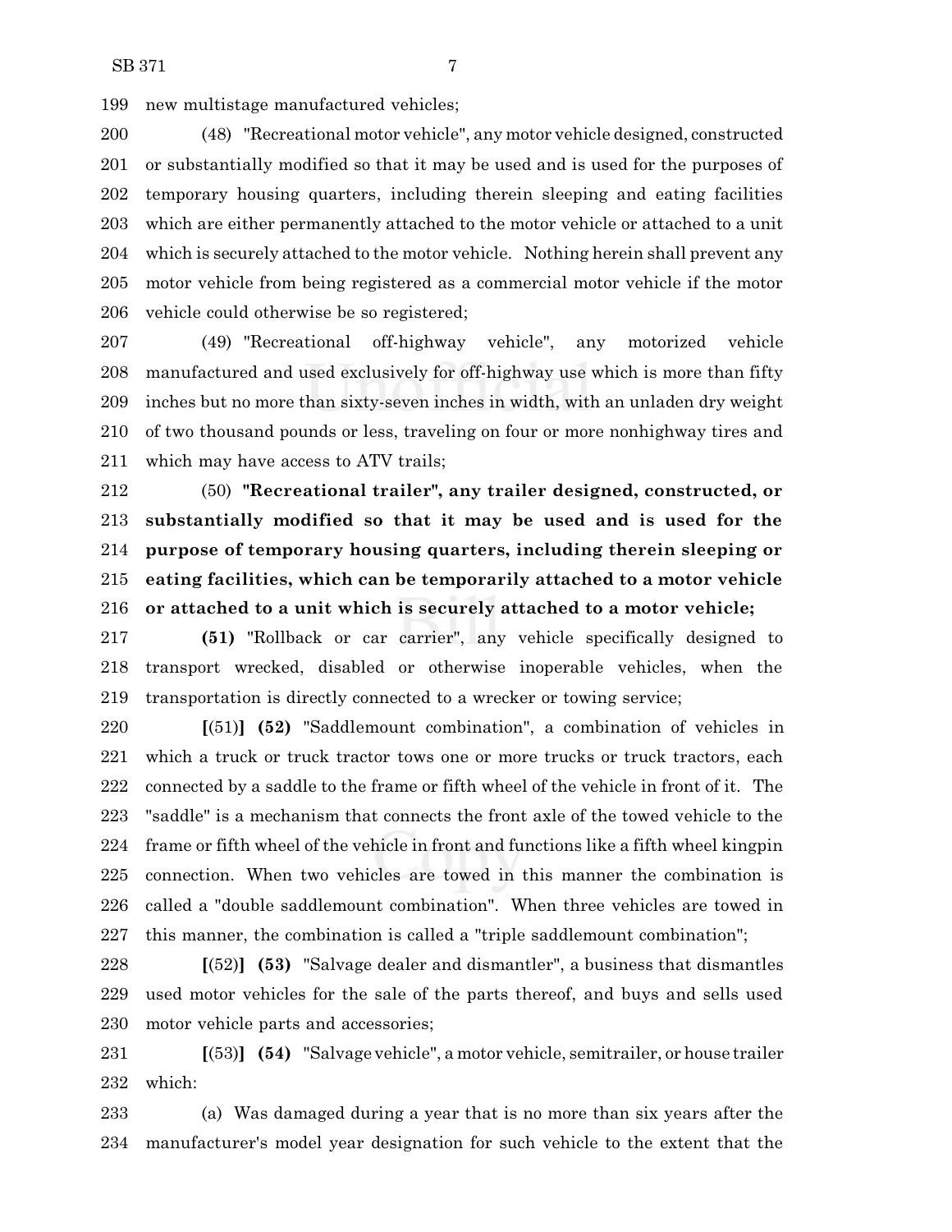new multistage manufactured vehicles;

(48) "Recreational motor vehicle", any motor vehicle designed, constructed or substantially modified so that it may be used and is used for the purposes of temporary housing quarters, including therein sleeping and eating facilities which are either permanently attached to the motor vehicle or attached to a unit which is securely attached to the motor vehicle. Nothing herein shall prevent any motor vehicle from being registered as a commercial motor vehicle if the motor vehicle could otherwise be so registered;

(49) "Recreational off-highway vehicle", any motorized vehicle manufactured and used exclusively for off-highway use which is more than fifty inches but no more than sixty-seven inches in width, with an unladen dry weight of two thousand pounds or less, traveling on four or more nonhighway tires and which may have access to ATV trails;

(50) **"Recreational trailer", any trailer designed, constructed, or substantially modified so that it may be used and is used for the purpose of temporary housing quarters, including therein sleeping or eating facilities, which can be temporarily attached to a motor vehicle or attached to a unit which is securely attached to a motor vehicle;**

**(51)** "Rollback or car carrier", any vehicle specifically designed to transport wrecked, disabled or otherwise inoperable vehicles, when the transportation is directly connected to a wrecker or towing service;

**[**(51)**]** **(52)** "Saddlemount combination", a combination of vehicles in which a truck or truck tractor tows one or more trucks or truck tractors, each connected by a saddle to the frame or fifth wheel of the vehicle in front of it. The "saddle" is a mechanism that connects the front axle of the towed vehicle to the frame or fifth wheel of the vehicle in front and functions like a fifth wheel kingpin connection. When two vehicles are towed in this manner the combination is called a "double saddlemount combination". When three vehicles are towed in this manner, the combination is called a "triple saddlemount combination";

**[**(52)**]** **(53)** "Salvage dealer and dismantler", a business that dismantles used motor vehicles for the sale of the parts thereof, and buys and sells used motor vehicle parts and accessories;

**[**(53)**]** **(54)** "Salvage vehicle", a motor vehicle, semitrailer, or house trailer which:

(a) Was damaged during a year that is no more than six years after the manufacturer's model year designation for such vehicle to the extent that the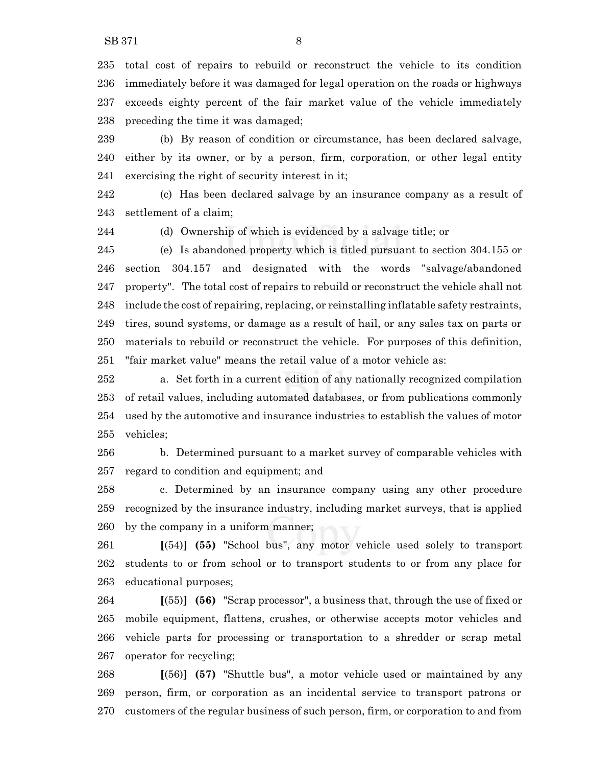235 total cost of repairs to rebuild or reconstruct the vehicle to its condition
236 immediately before it was damaged for legal operation on the roads or highways
237 exceeds eighty percent of the fair market value of the vehicle immediately
238 preceding the time it was damaged;

239 (b) By reason of condition or circumstance, has been declared salvage,
240 either by its owner, or by a person, firm, corporation, or other legal entity
241 exercising the right of security interest in it;

242 (c) Has been declared salvage by an insurance company as a result of
243 settlement of a claim;

244 (d) Ownership of which is evidenced by a salvage title; or

245 (e) Is abandoned property which is titled pursuant to section 304.155 or
246 section 304.157 and designated with the words "salvage/abandoned
247 property". The total cost of repairs to rebuild or reconstruct the vehicle shall not
248 include the cost of repairing, replacing, or reinstalling inflatable safety restraints,
249 tires, sound systems, or damage as a result of hail, or any sales tax on parts or
250 materials to rebuild or reconstruct the vehicle. For purposes of this definition,
251 "fair market value" means the retail value of a motor vehicle as:

252 a. Set forth in a current edition of any nationally recognized compilation
253 of retail values, including automated databases, or from publications commonly
254 used by the automotive and insurance industries to establish the values of motor
255 vehicles;

256 b. Determined pursuant to a market survey of comparable vehicles with
257 regard to condition and equipment; and

258 c. Determined by an insurance company using any other procedure
259 recognized by the insurance industry, including market surveys, that is applied
260 by the company in a uniform manner;

261 **[**(54)**]** **(55)** "School bus", any motor vehicle used solely to transport
262 students to or from school or to transport students to or from any place for
263 educational purposes;

264 **[**(55)**]** **(56)** "Scrap processor", a business that, through the use of fixed or
265 mobile equipment, flattens, crushes, or otherwise accepts motor vehicles and
266 vehicle parts for processing or transportation to a shredder or scrap metal
267 operator for recycling;

268 **[**(56)**]** **(57)** "Shuttle bus", a motor vehicle used or maintained by any
269 person, firm, or corporation as an incidental service to transport patrons or
270 customers of the regular business of such person, firm, or corporation to and from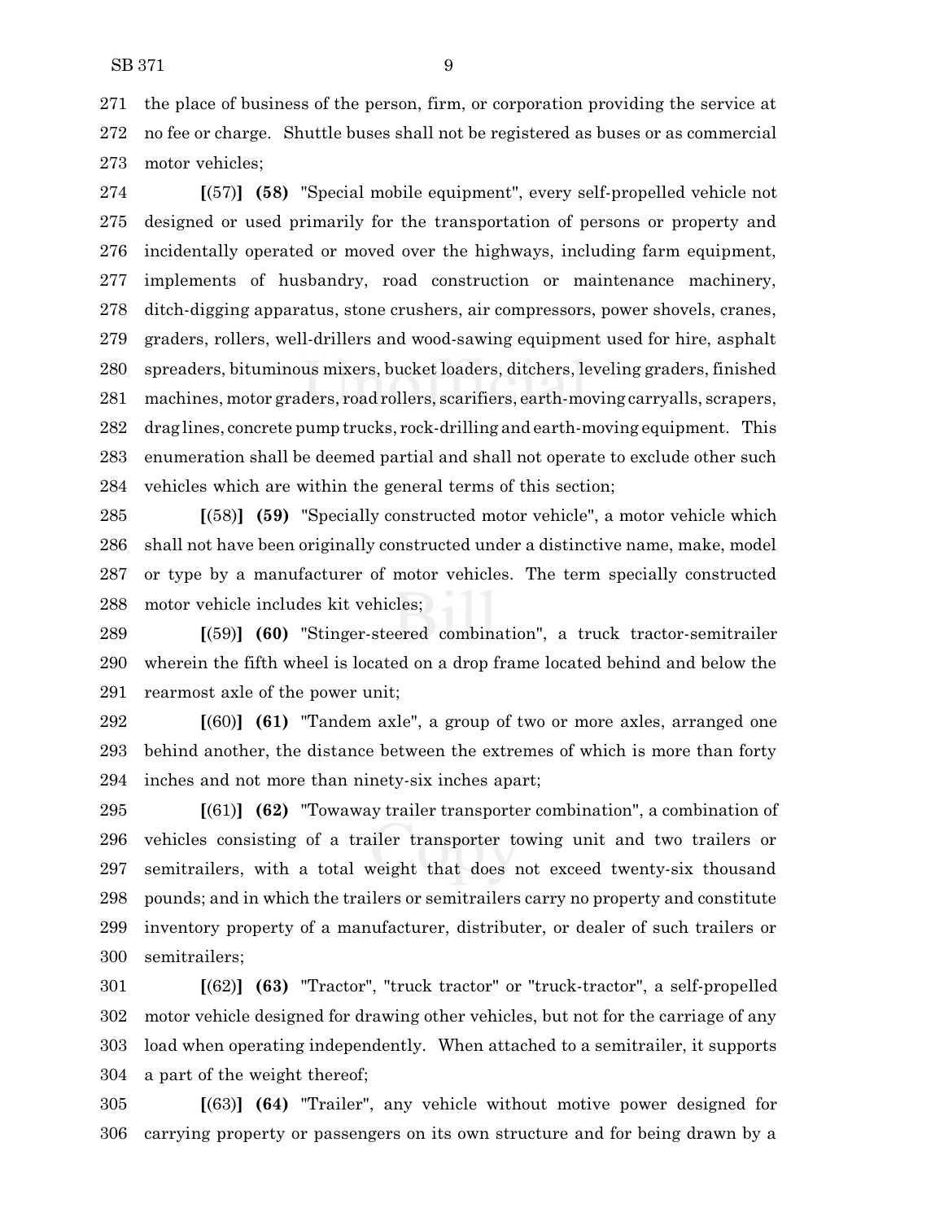the place of business of the person, firm, or corporation providing the service at no fee or charge. Shuttle buses shall not be registered as buses or as commercial motor vehicles;

**[**(57)**]** **(58)** "Special mobile equipment", every self-propelled vehicle not designed or used primarily for the transportation of persons or property and incidentally operated or moved over the highways, including farm equipment, implements of husbandry, road construction or maintenance machinery, ditch-digging apparatus, stone crushers, air compressors, power shovels, cranes, graders, rollers, well-drillers and wood-sawing equipment used for hire, asphalt spreaders, bituminous mixers, bucket loaders, ditchers, leveling graders, finished machines, motor graders, road rollers, scarifiers, earth-moving carryalls, scrapers, drag lines, concrete pump trucks, rock-drilling and earth-moving equipment. This enumeration shall be deemed partial and shall not operate to exclude other such vehicles which are within the general terms of this section;

**[**(58)**]** **(59)** "Specially constructed motor vehicle", a motor vehicle which shall not have been originally constructed under a distinctive name, make, model or type by a manufacturer of motor vehicles. The term specially constructed motor vehicle includes kit vehicles;

**[**(59)**]** **(60)** "Stinger-steered combination", a truck tractor-semitrailer wherein the fifth wheel is located on a drop frame located behind and below the rearmost axle of the power unit;

**[**(60)**]** **(61)** "Tandem axle", a group of two or more axles, arranged one behind another, the distance between the extremes of which is more than forty inches and not more than ninety-six inches apart;

**[**(61)**]** **(62)** "Towaway trailer transporter combination", a combination of vehicles consisting of a trailer transporter towing unit and two trailers or semitrailers, with a total weight that does not exceed twenty-six thousand pounds; and in which the trailers or semitrailers carry no property and constitute inventory property of a manufacturer, distributer, or dealer of such trailers or semitrailers;

**[**(62)**]** **(63)** "Tractor", "truck tractor" or "truck-tractor", a self-propelled motor vehicle designed for drawing other vehicles, but not for the carriage of any load when operating independently. When attached to a semitrailer, it supports a part of the weight thereof;

**[**(63)**]** **(64)** "Trailer", any vehicle without motive power designed for carrying property or passengers on its own structure and for being drawn by a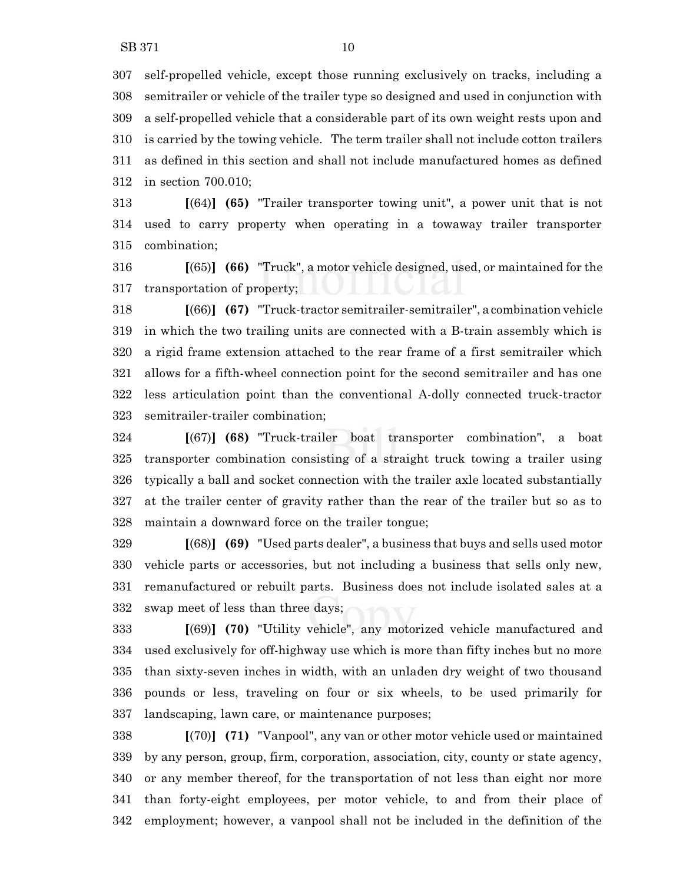self-propelled vehicle, except those running exclusively on tracks, including a semitrailer or vehicle of the trailer type so designed and used in conjunction with a self-propelled vehicle that a considerable part of its own weight rests upon and is carried by the towing vehicle. The term trailer shall not include cotton trailers as defined in this section and shall not include manufactured homes as defined in section 700.010;

**[**(64)**]** **(65)** "Trailer transporter towing unit", a power unit that is not used to carry property when operating in a towaway trailer transporter combination;

**[**(65)**]** **(66)** "Truck", a motor vehicle designed, used, or maintained for the transportation of property;

**[**(66)**]** **(67)** "Truck-tractor semitrailer-semitrailer", a combination vehicle in which the two trailing units are connected with a B-train assembly which is a rigid frame extension attached to the rear frame of a first semitrailer which allows for a fifth-wheel connection point for the second semitrailer and has one less articulation point than the conventional A-dolly connected truck-tractor semitrailer-trailer combination;

**[**(67)**]** **(68)** "Truck-trailer boat transporter combination", a boat transporter combination consisting of a straight truck towing a trailer using typically a ball and socket connection with the trailer axle located substantially at the trailer center of gravity rather than the rear of the trailer but so as to maintain a downward force on the trailer tongue;

**[**(68)**]** **(69)** "Used parts dealer", a business that buys and sells used motor vehicle parts or accessories, but not including a business that sells only new, remanufactured or rebuilt parts. Business does not include isolated sales at a swap meet of less than three days;

**[**(69)**]** **(70)** "Utility vehicle", any motorized vehicle manufactured and used exclusively for off-highway use which is more than fifty inches but no more than sixty-seven inches in width, with an unladen dry weight of two thousand pounds or less, traveling on four or six wheels, to be used primarily for landscaping, lawn care, or maintenance purposes;

**[**(70)**]** **(71)** "Vanpool", any van or other motor vehicle used or maintained by any person, group, firm, corporation, association, city, county or state agency, or any member thereof, for the transportation of not less than eight nor more than forty-eight employees, per motor vehicle, to and from their place of employment; however, a vanpool shall not be included in the definition of the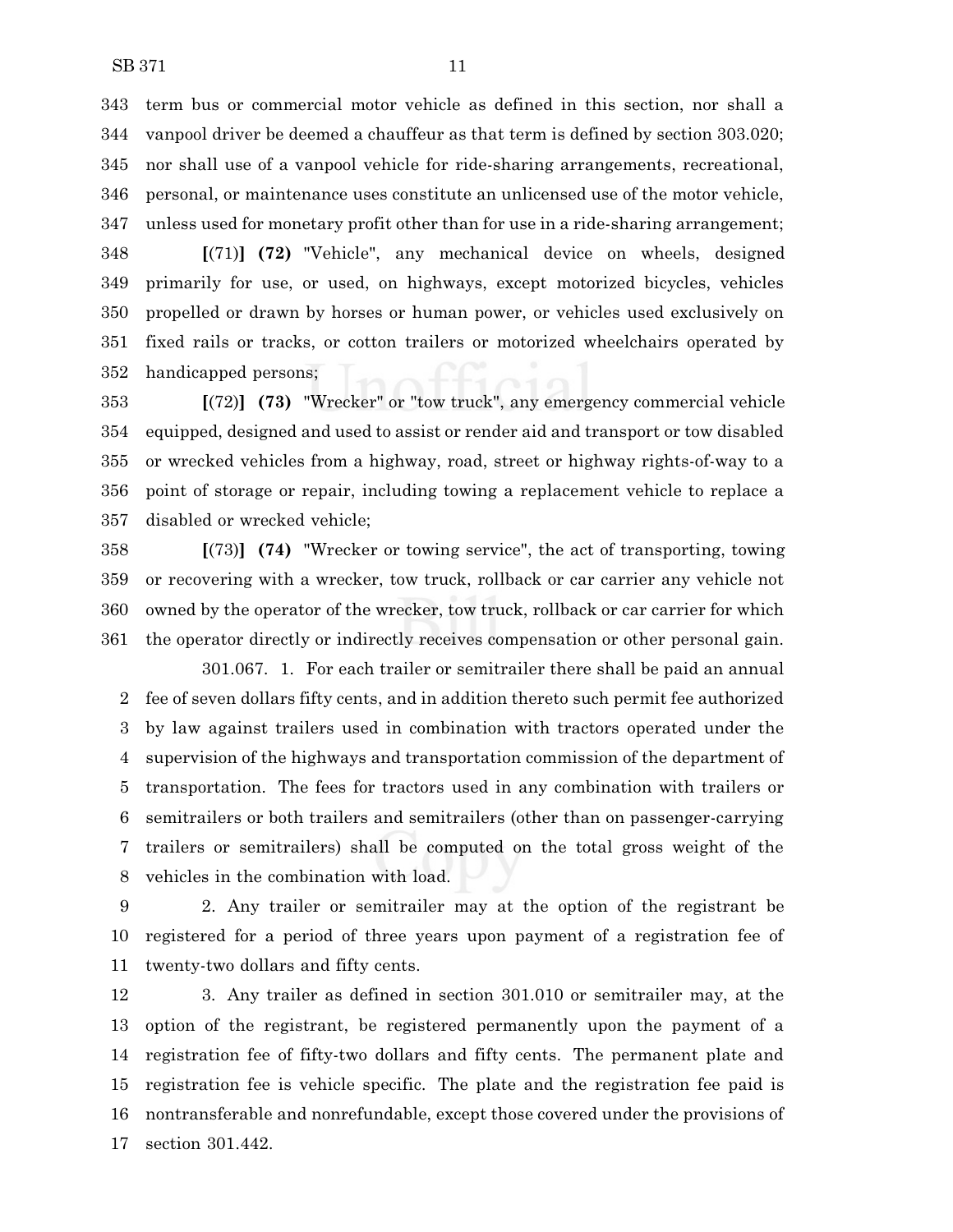term bus or commercial motor vehicle as defined in this section, nor shall a vanpool driver be deemed a chauffeur as that term is defined by section 303.020; nor shall use of a vanpool vehicle for ride-sharing arrangements, recreational, personal, or maintenance uses constitute an unlicensed use of the motor vehicle, unless used for monetary profit other than for use in a ride-sharing arrangement;

**[**(71)**] (72)** "Vehicle", any mechanical device on wheels, designed primarily for use, or used, on highways, except motorized bicycles, vehicles propelled or drawn by horses or human power, or vehicles used exclusively on fixed rails or tracks, or cotton trailers or motorized wheelchairs operated by handicapped persons;

**[**(72)**] (73)** "Wrecker" or "tow truck", any emergency commercial vehicle equipped, designed and used to assist or render aid and transport or tow disabled or wrecked vehicles from a highway, road, street or highway rights-of-way to a point of storage or repair, including towing a replacement vehicle to replace a disabled or wrecked vehicle;

**[**(73)**] (74)** "Wrecker or towing service", the act of transporting, towing or recovering with a wrecker, tow truck, rollback or car carrier any vehicle not owned by the operator of the wrecker, tow truck, rollback or car carrier for which the operator directly or indirectly receives compensation or other personal gain.

301.067. 1. For each trailer or semitrailer there shall be paid an annual fee of seven dollars fifty cents, and in addition thereto such permit fee authorized by law against trailers used in combination with tractors operated under the supervision of the highways and transportation commission of the department of transportation. The fees for tractors used in any combination with trailers or semitrailers or both trailers and semitrailers (other than on passenger-carrying trailers or semitrailers) shall be computed on the total gross weight of the vehicles in the combination with load.

2. Any trailer or semitrailer may at the option of the registrant be registered for a period of three years upon payment of a registration fee of twenty-two dollars and fifty cents.

3. Any trailer as defined in section 301.010 or semitrailer may, at the option of the registrant, be registered permanently upon the payment of a registration fee of fifty-two dollars and fifty cents. The permanent plate and registration fee is vehicle specific. The plate and the registration fee paid is nontransferable and nonrefundable, except those covered under the provisions of section 301.442.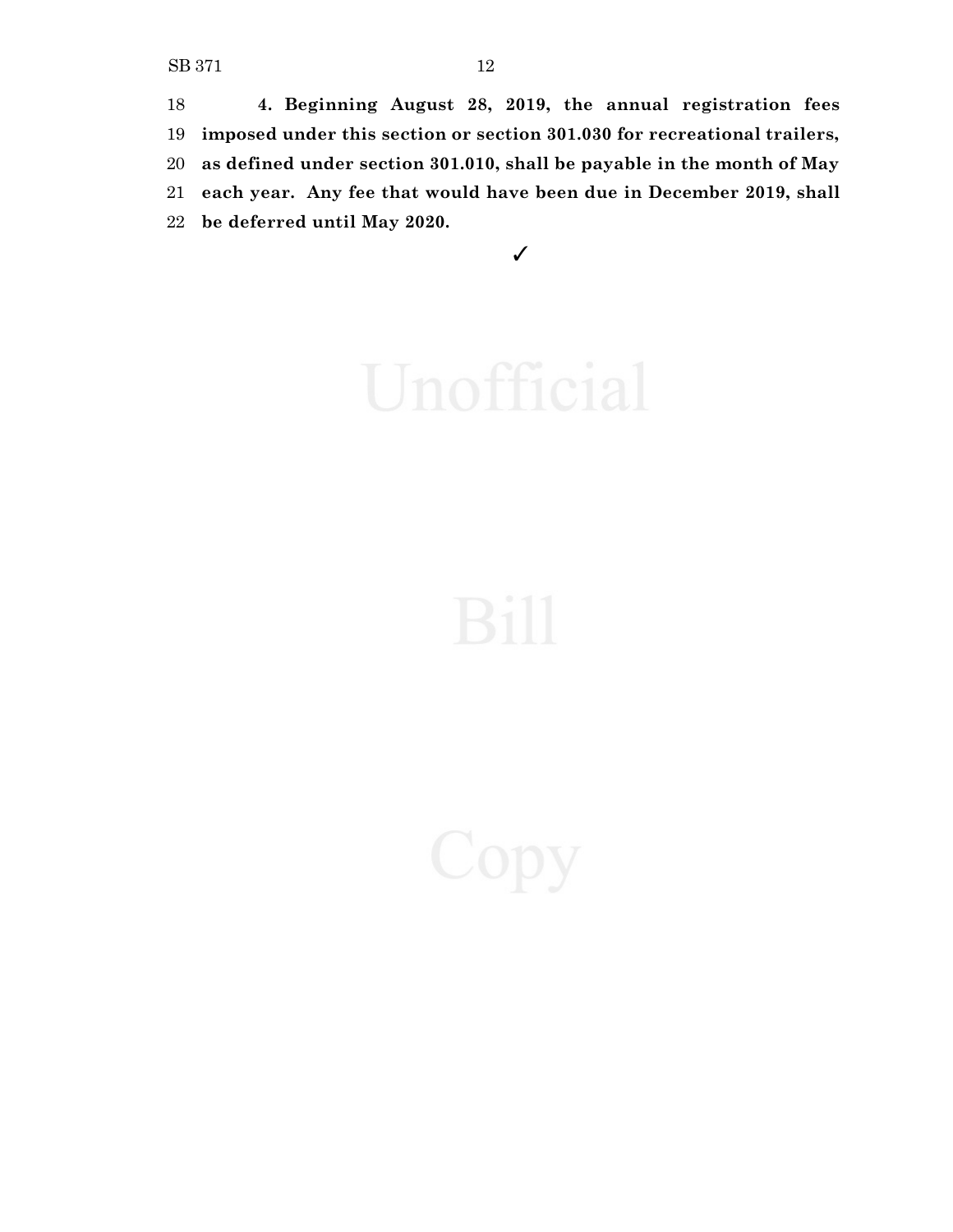**4. Beginning August 28, 2019, the annual registration fees imposed under this section or section 301.030 for recreational trailers, as defined under section 301.010, shall be payable in the month of May each year. Any fee that would have been due in December 2019, shall be deferred until May 2020.**

✓